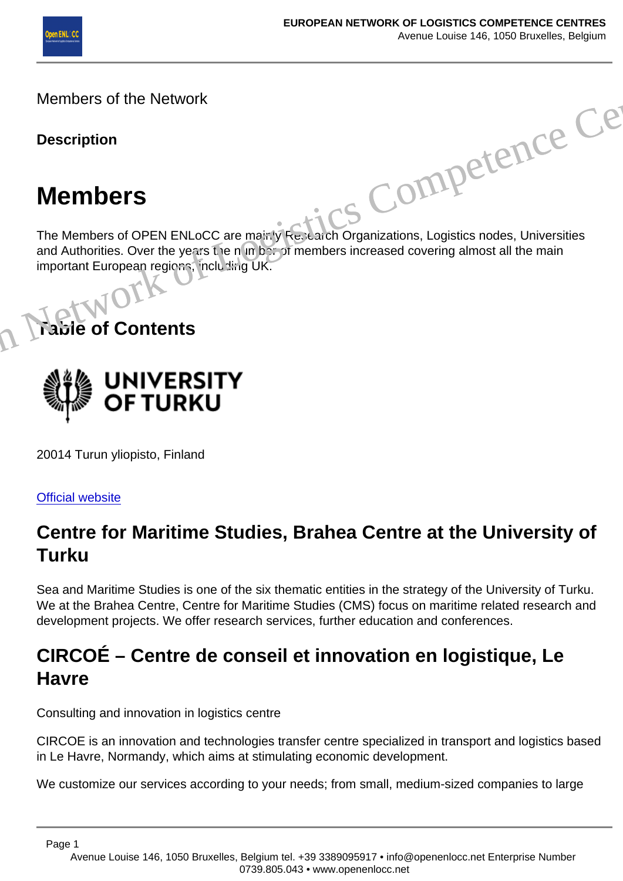Members of the Network

**Description**

# Members

The Members of OPEN ENLoCC are mainly Research Organizations, Logistics nodes, Universities and Authorities. Over the years the number of members increased covering almost all the main important European regions, including UK.

## Table of Contents

UNIVERSITY OF TURKU

20014 Turun yliopisto, Finland

Official website

## Centre for Maritime Studies, Brahea Centre at the University of Turku

Sea and Maritime Studies is one of the six thematic entities in the strategy of the University of Turku. We at the Brahea Centre, Centre for Maritime Studies (CMS) focus on maritime related research and development projects. We offer research services, further education and conferences.

## CIRCOÉ – Centre de conseil et innovation en logistique, Le Havre

Consulting and innovation in logistics centre

CIRCOE is an innovation and technologies transfer centre specialized in transport and logistics based in Le Havre, Normandy, which aims at stimulating economic development.

We customize our services according to your needs; from small, medium-sized companies to large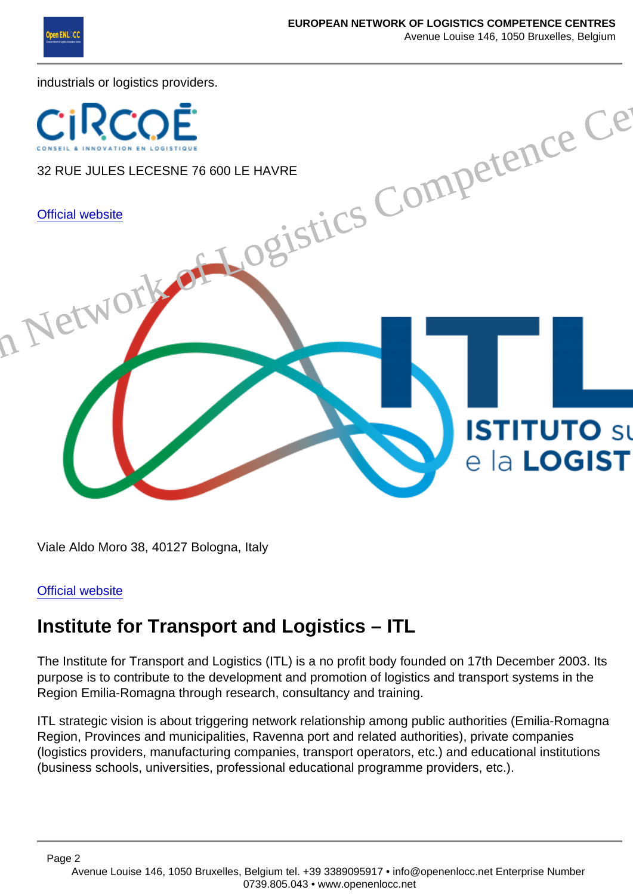industrials or logistics providers.

32 RUE JULES LECESNE 76 600 LE HAVRE

Official website

Viale Aldo Moro 38, 40127 Bologna, Italy

Official website

## Institute for Transport and Logistics – ITL

The Institute for Transport and Logistics (ITL) is a no profit body founded on 17th December 2003. Its purpose is to contribute to the development and promotion of logistics and transport systems in the Region Emilia-Romagna through research, consultancy and training.

ITL strategic vision is about triggering network relationship among public authorities (Emilia-Romagna Region, Provinces and municipalities, Ravenna port and related authorities), private companies (logistics providers, manufacturing companies, transport operators, etc.) and educational institutions (business schools, universities, professional educational programme providers, etc.).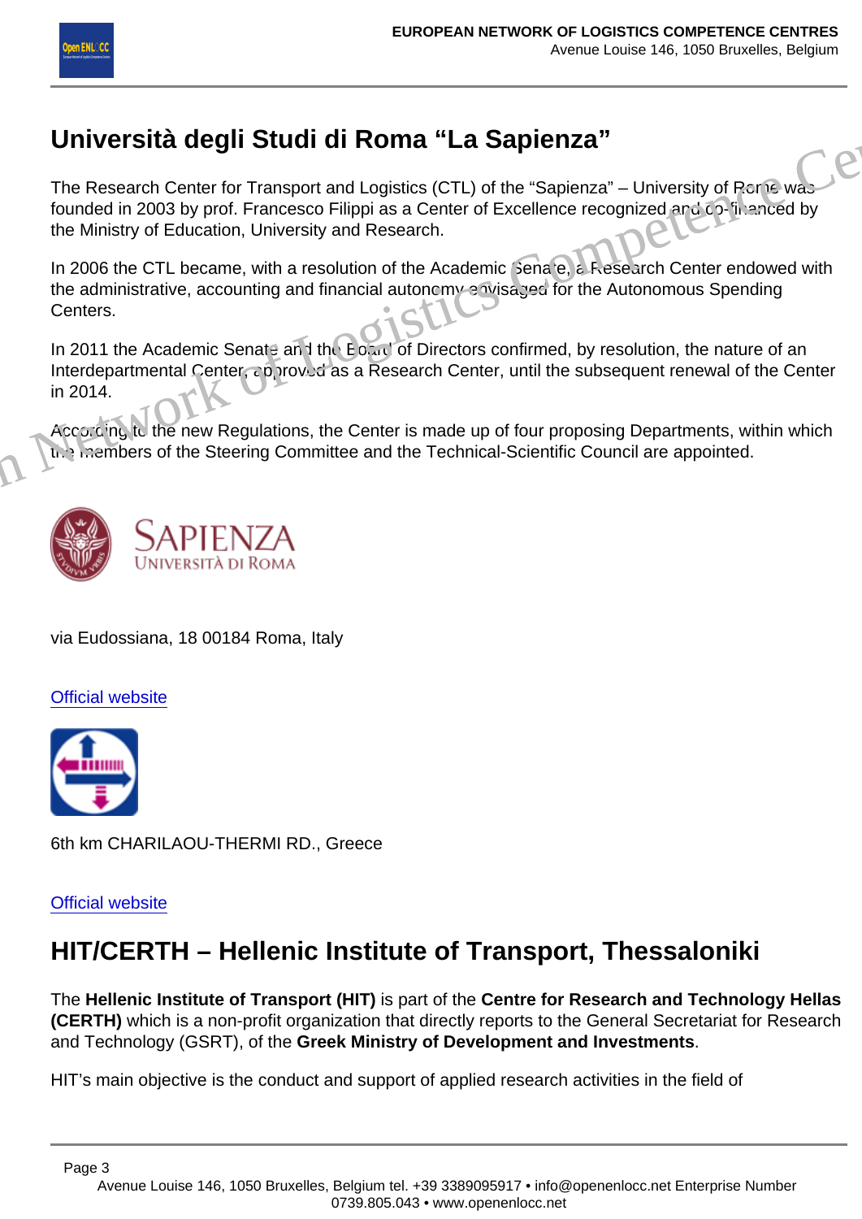## Università degli Studi di Roma "La Sapienza"

The Research Center for Transport and Logistics (CTL) of the "Sapienza" – University of Rome was founded in 2003 by prof. Francesco Filippi as a Center of Excellence recognized and co-financed by the Ministry of Education, University and Research.

In 2006 the CTL became, with a resolution of the Academic Senate, a Research Center endowed with the administrative, accounting and financial autonomy envisaged for the Autonomous Spending Centers.

In 2011 the Academic Senate and the Board of Directors confirmed, by resolution, the nature of an Interdepartmental Center, approved as a Research Center, until the subsequent renewal of the Center in 2014.

According to the new Regulations, the Center is made up of four proposing Departments, within which the members of the Steering Committee and the Technical-Scientific Council are appointed.

via Eudossiana, 18 00184 Roma, Italy

Official website

6th km CHARILAOU-THERMI RD., Greece

Official website

## HIT/CERTH – Hellenic Institute of Transport, Thessaloniki

The **Hellenic Institute of Transport (HIT)** is part of the **Centre for Research and Technology Hellas (CERTH)** which is a non-profit organization that directly reports to the General Secretariat for Research and Technology (GSRT), of the **Greek Ministry of Development and Investments**.

HIT's main objective is the conduct and support of applied research activities in the field of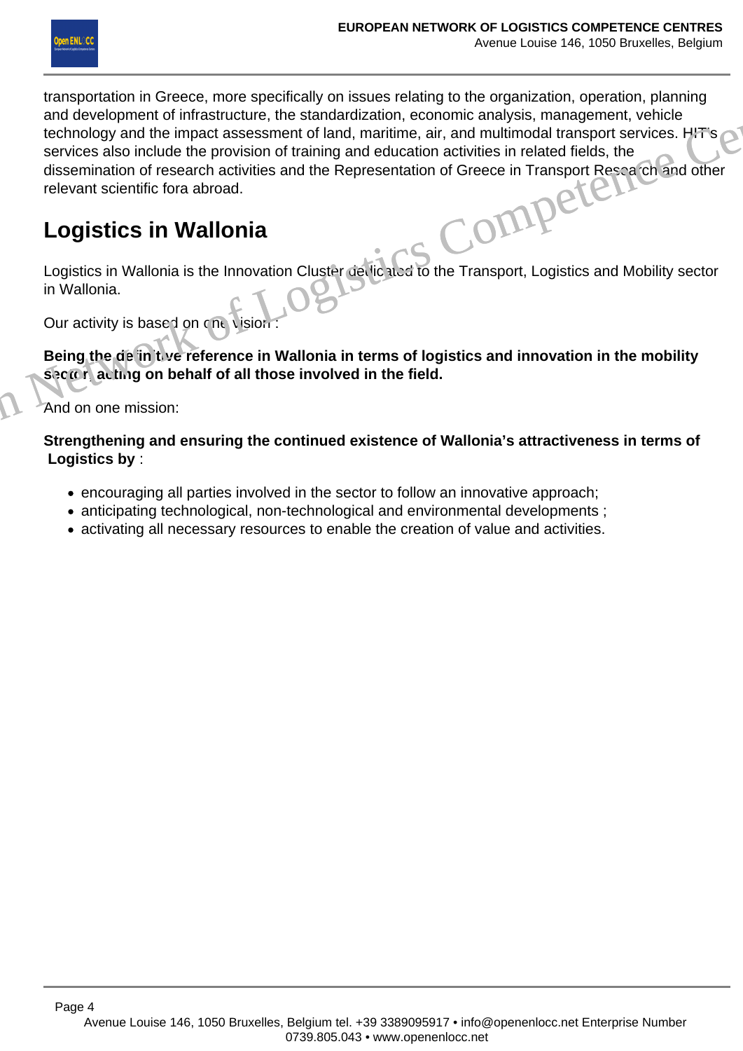transportation in Greece, more specifically on issues relating to the organization, operation, planning and development of infrastructure, the standardization, economic analysis, management, vehicle technology and the impact assessment of land, maritime, air, and multimodal transport services. HIT's services also include the provision of training and education activities in related fields, the dissemination of research activities and the Representation of Greece in Transport Research and other relevant scientific fora abroad.

## Logistics in Wallonia

Logistics in Wallonia is the Innovation Cluster dedicated to the Transport, Logistics and Mobility sector in Wallonia.

Our activity is based on one vision :

**Being the definitive reference in Wallonia in terms of logistics and innovation in the mobility sector, acting on behalf of all those involved in the field.**

And on one mission:

**Strengthening and ensuring the continued existence of Wallonia's attractiveness in terms of Logistics by** :

- encouraging all parties involved in the sector to follow an innovative approach;
- anticipating technological, non-technological and environmental developments ;
- activating all necessary resources to enable the creation of value and activities.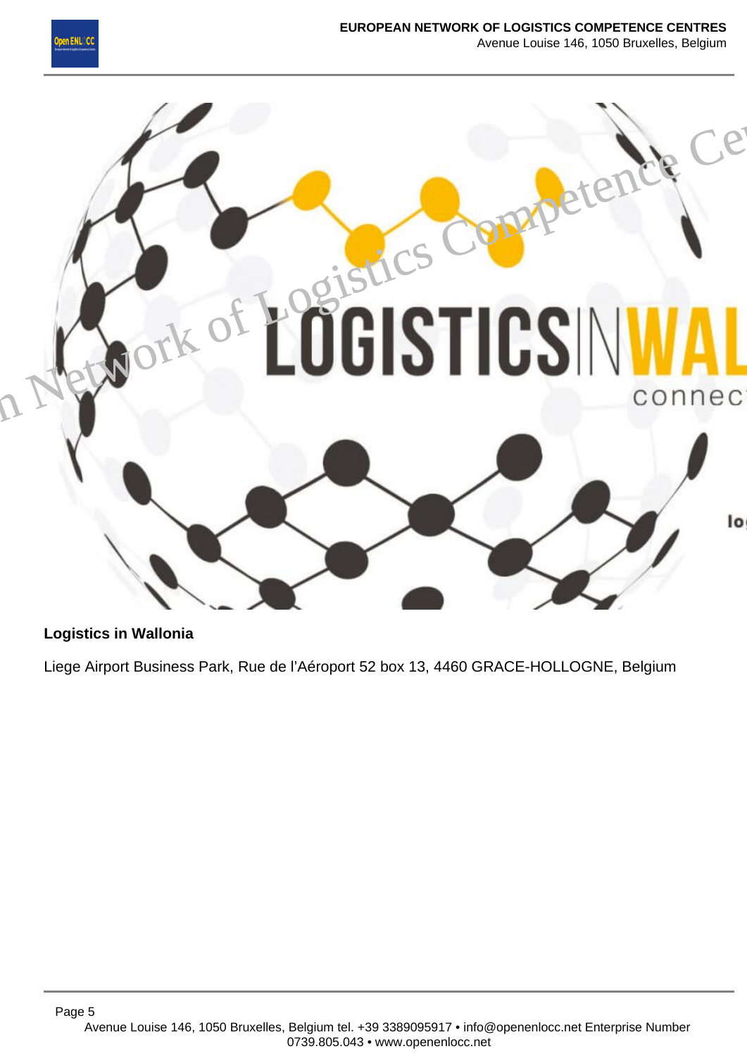**Logistics in Wallonia**

Liege Airport Business Park, Rue de l'Aéroport 52 box 13, 4460 GRACE-HOLLOGNE, Belgium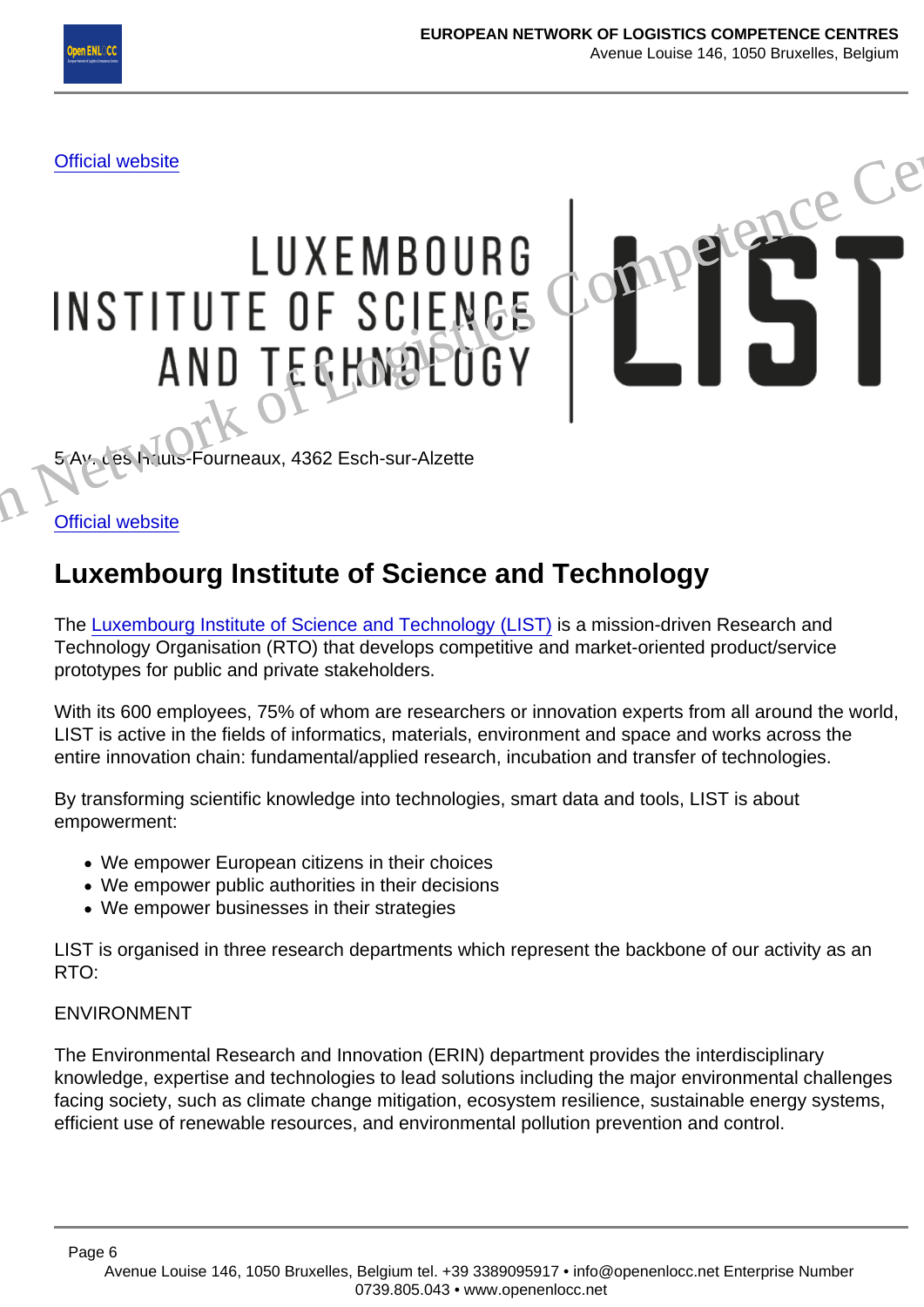Official website

5 Av. des Hauts-Fourneaux, 4362 Esch-sur-Alzette

Official website

## Luxembourg Institute of Science and Technology

The Luxembourg Institute of Science and Technology (LIST) is a mission-driven Research and Technology Organisation (RTO) that develops competitive and market-oriented product/service prototypes for public and private stakeholders.

With its 600 employees, 75% of whom are researchers or innovation experts from all around the world, LIST is active in the fields of informatics, materials, environment and space and works across the entire innovation chain: fundamental/applied research, incubation and transfer of technologies.

By transforming scientific knowledge into technologies, smart data and tools, LIST is about empowerment:

- We empower European citizens in their choices
- We empower public authorities in their decisions
- We empower businesses in their strategies

LIST is organised in three research departments which represent the backbone of our activity as an RTO:

ENVIRONMENT

The Environmental Research and Innovation (ERIN) department provides the interdisciplinary knowledge, expertise and technologies to lead solutions including the major environmental challenges facing society, such as climate change mitigation, ecosystem resilience, sustainable energy systems, efficient use of renewable resources, and environmental pollution prevention and control.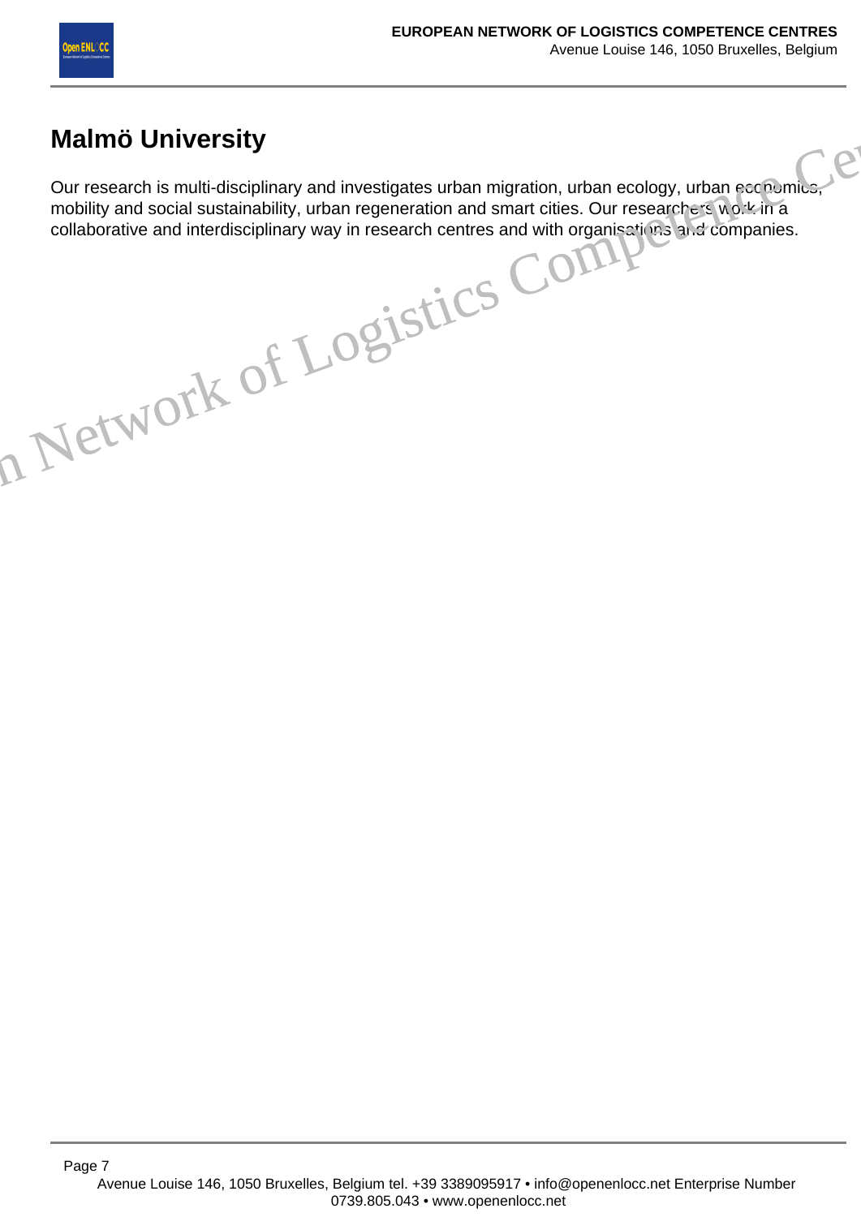## Malmö University

Our research is multi-disciplinary and investigates urban migration, urban ecology, urban economics, mobility and social sustainability, urban regeneration and smart cities. Our researchers work in a collaborative and interdisciplinary way in research centres and with organisations and companies.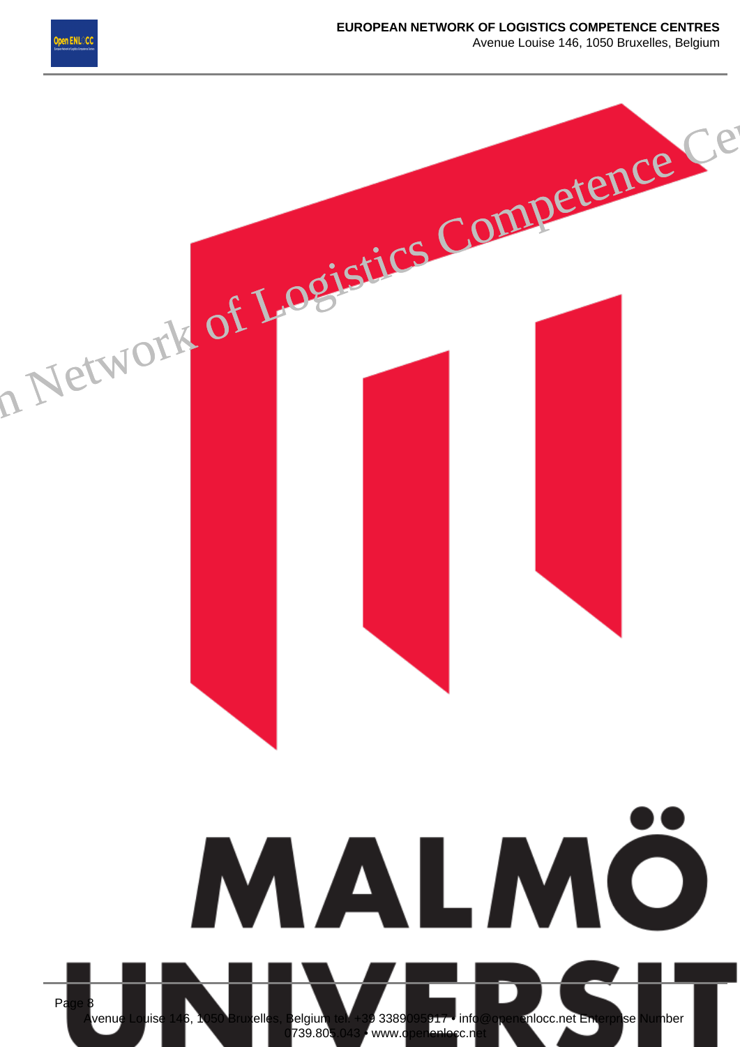MALMÖ

UNIVERSIT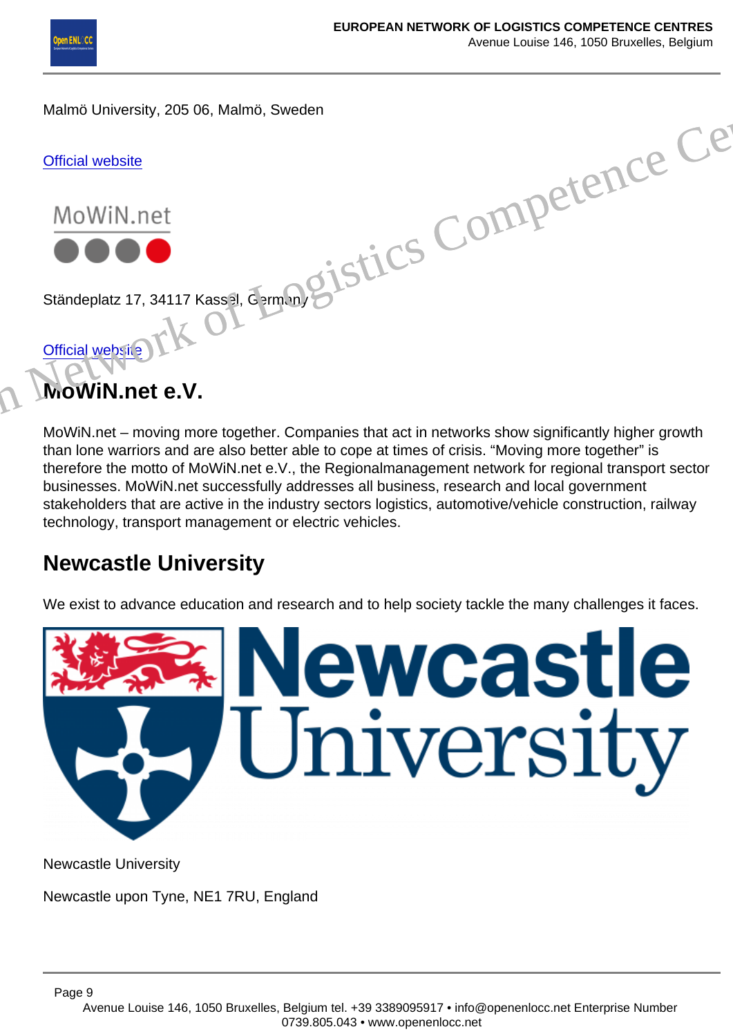Malmö University, 205 06, Malmö, Sweden

Official website

Ständeplatz 17, 34117 Kassel, Germany

Official website

## MoWiN.net e.V.

MoWiN.net – moving more together. Companies that act in networks show significantly higher growth than lone warriors and are also better able to cope at times of crisis. “Moving more together” is therefore the motto of MoWiN.net e.V., the Regionalmanagement network for regional transport sector businesses. MoWiN.net successfully addresses all business, research and local government stakeholders that are active in the industry sectors logistics, automotive/vehicle construction, railway technology, transport management or electric vehicles.

## Newcastle University

We exist to advance education and research and to help society tackle the many challenges it faces.

Newcastle University

Newcastle upon Tyne, NE1 7RU, England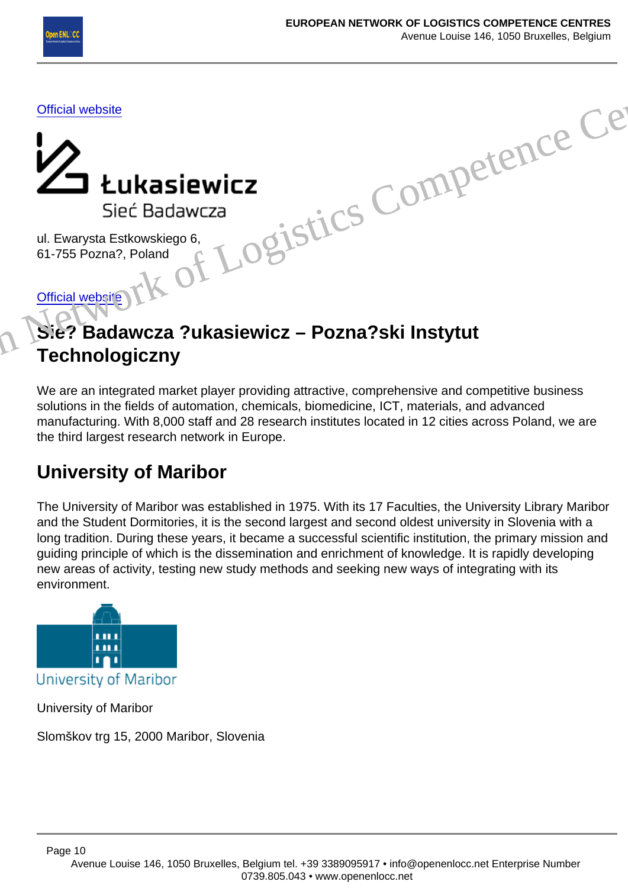Official website

ul. Ewarysta Estkowskiego 6,
61-755 Pozna?, Poland

Official website

## Sie? Badawcza ?ukasiewicz – Pozna?ski Instytut Technologiczny

We are an integrated market player providing attractive, comprehensive and competitive business solutions in the fields of automation, chemicals, biomedicine, ICT, materials, and advanced manufacturing. With 8,000 staff and 28 research institutes located in 12 cities across Poland, we are the third largest research network in Europe.

## University of Maribor

The University of Maribor was established in 1975. With its 17 Faculties, the University Library Maribor and the Student Dormitories, it is the second largest and second oldest university in Slovenia with a long tradition. During these years, it became a successful scientific institution, the primary mission and guiding principle of which is the dissemination and enrichment of knowledge. It is rapidly developing new areas of activity, testing new study methods and seeking new ways of integrating with its environment.

University of Maribor

Slomškov trg 15, 2000 Maribor, Slovenia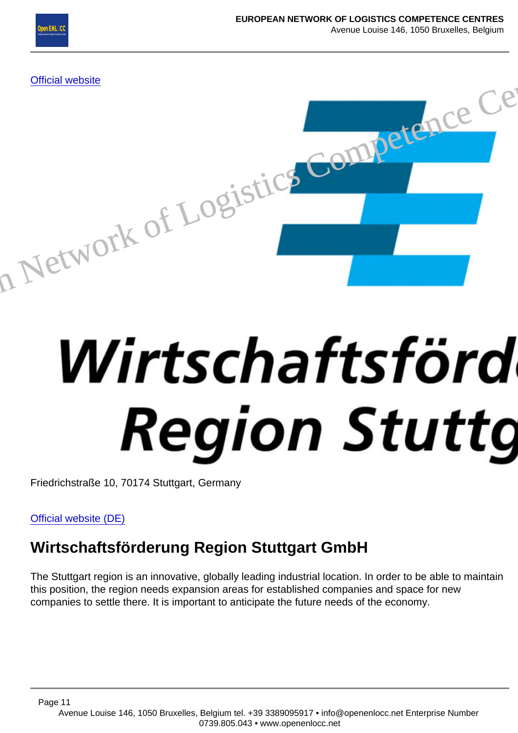[Official website](#)

Friedrichstraße 10, 70174 Stuttgart, Germany

[Official website (DE)](#)

## Wirtschaftsförderung Region Stuttgart GmbH

The Stuttgart region is an innovative, globally leading industrial location. In order to be able to maintain this position, the region needs expansion areas for established companies and space for new companies to settle there. It is important to anticipate the future needs of the economy.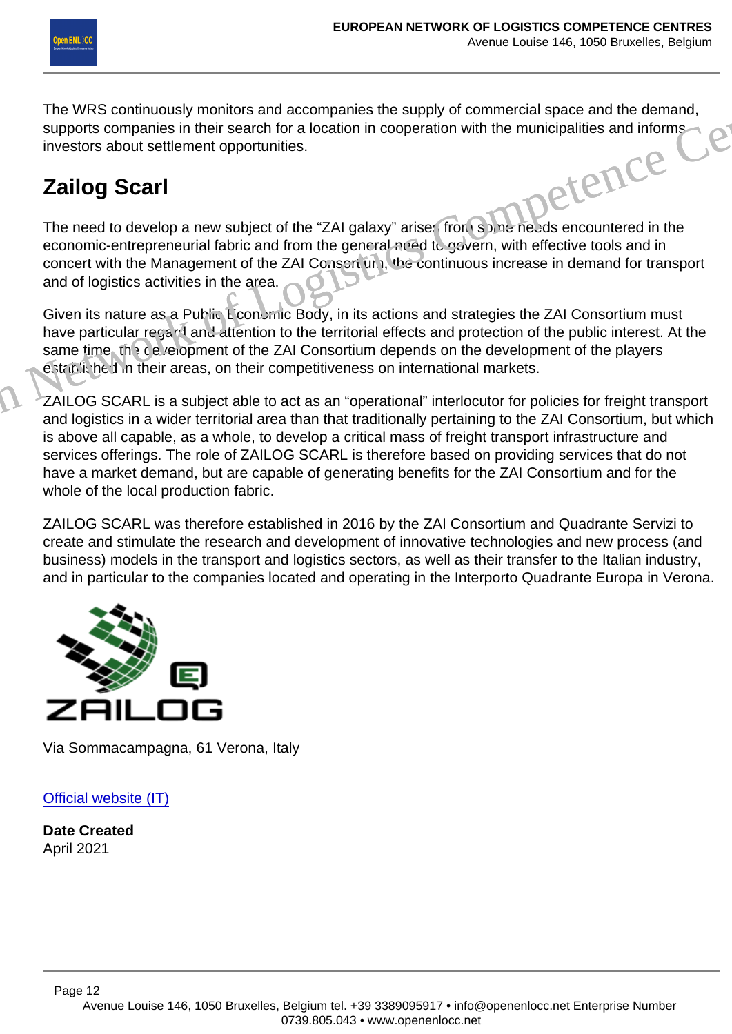The WRS continuously monitors and accompanies the supply of commercial space and the demand, supports companies in their search for a location in cooperation with the municipalities and informs investors about settlement opportunities.

## Zailog Scarl

The need to develop a new subject of the "ZAI galaxy" arises from some needs encountered in the economic-entrepreneurial fabric and from the general need to govern, with effective tools and in concert with the Management of the ZAI Consortium, the continuous increase in demand for transport and of logistics activities in the area.

Given its nature as a Public Economic Body, in its actions and strategies the ZAI Consortium must have particular regard and attention to the territorial effects and protection of the public interest. At the same time, the development of the ZAI Consortium depends on the development of the players established in their areas, on their competitiveness on international markets.

ZAILOG SCARL is a subject able to act as an "operational" interlocutor for policies for freight transport and logistics in a wider territorial area than that traditionally pertaining to the ZAI Consortium, but which is above all capable, as a whole, to develop a critical mass of freight transport infrastructure and services offerings. The role of ZAILOG SCARL is therefore based on providing services that do not have a market demand, but are capable of generating benefits for the ZAI Consortium and for the whole of the local production fabric.

ZAILOG SCARL was therefore established in 2016 by the ZAI Consortium and Quadrante Servizi to create and stimulate the research and development of innovative technologies and new process (and business) models in the transport and logistics sectors, as well as their transfer to the Italian industry, and in particular to the companies located and operating in the Interporto Quadrante Europa in Verona.

Via Sommacampagna, 61 Verona, Italy

[Official website (IT)]

**Date Created**
April 2021